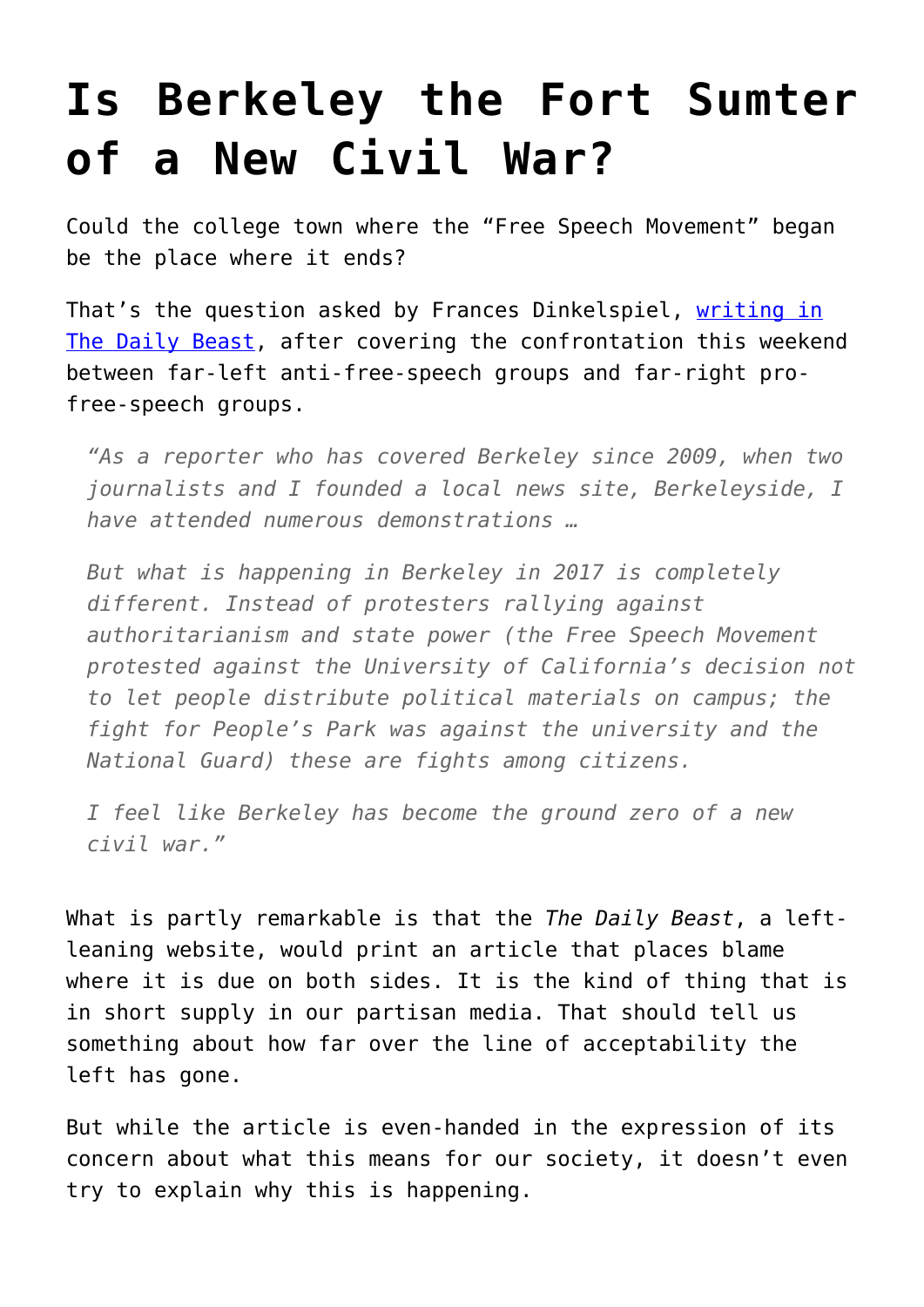# Is Berkeley the Fort Sumter of a New Civil War?

Could the college town where the "Free Speech Movement" began be the place where it ends?

That's the question asked by Frances Dinkelspiel, [writing in The Daily Beast](), after covering the confrontation this weekend between far-left anti-free-speech groups and far-right pro-free-speech groups.

> *"As a reporter who has covered Berkeley since 2009, when two journalists and I founded a local news site, Berkeleyside, I have attended numerous demonstrations …*
>
> *But what is happening in Berkeley in 2017 is completely different. Instead of protesters rallying against authoritarianism and state power (the Free Speech Movement protested against the University of California's decision not to let people distribute political materials on campus; the fight for People's Park was against the university and the National Guard) these are fights among citizens.*
>
> *I feel like Berkeley has become the ground zero of a new civil war."*

What is partly remarkable is that the *The Daily Beast*, a left-leaning website, would print an article that places blame where it is due on both sides. It is the kind of thing that is in short supply in our partisan media. That should tell us something about how far over the line of acceptability the left has gone.

But while the article is even-handed in the expression of its concern about what this means for our society, it doesn't even try to explain why this is happening.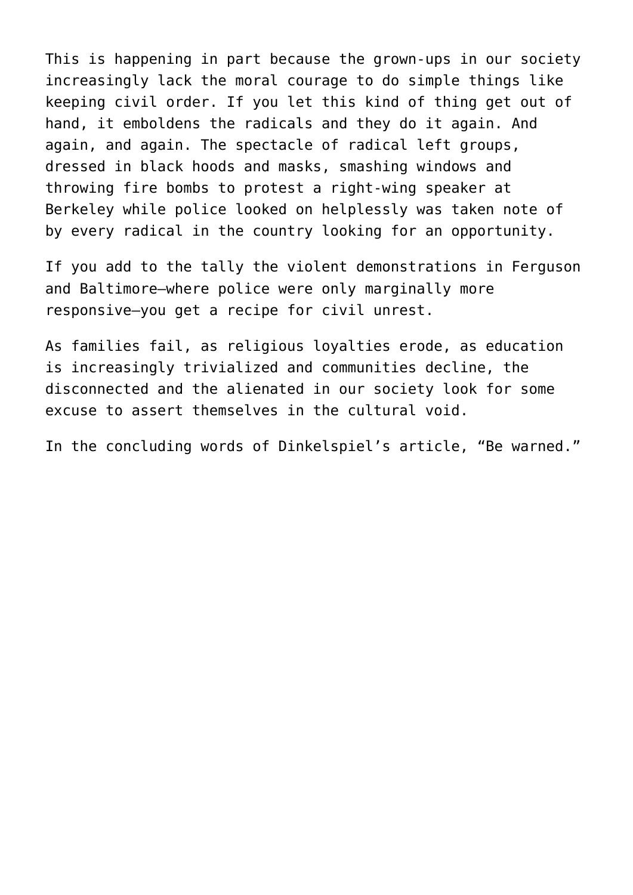This is happening in part because the grown-ups in our society increasingly lack the moral courage to do simple things like keeping civil order. If you let this kind of thing get out of hand, it emboldens the radicals and they do it again. And again, and again. The spectacle of radical left groups, dressed in black hoods and masks, smashing windows and throwing fire bombs to protest a right-wing speaker at Berkeley while police looked on helplessly was taken note of by every radical in the country looking for an opportunity.

If you add to the tally the violent demonstrations in Ferguson and Baltimore—where police were only marginally more responsive—you get a recipe for civil unrest.

As families fail, as religious loyalties erode, as education is increasingly trivialized and communities decline, the disconnected and the alienated in our society look for some excuse to assert themselves in the cultural void.

In the concluding words of Dinkelspiel's article, "Be warned."